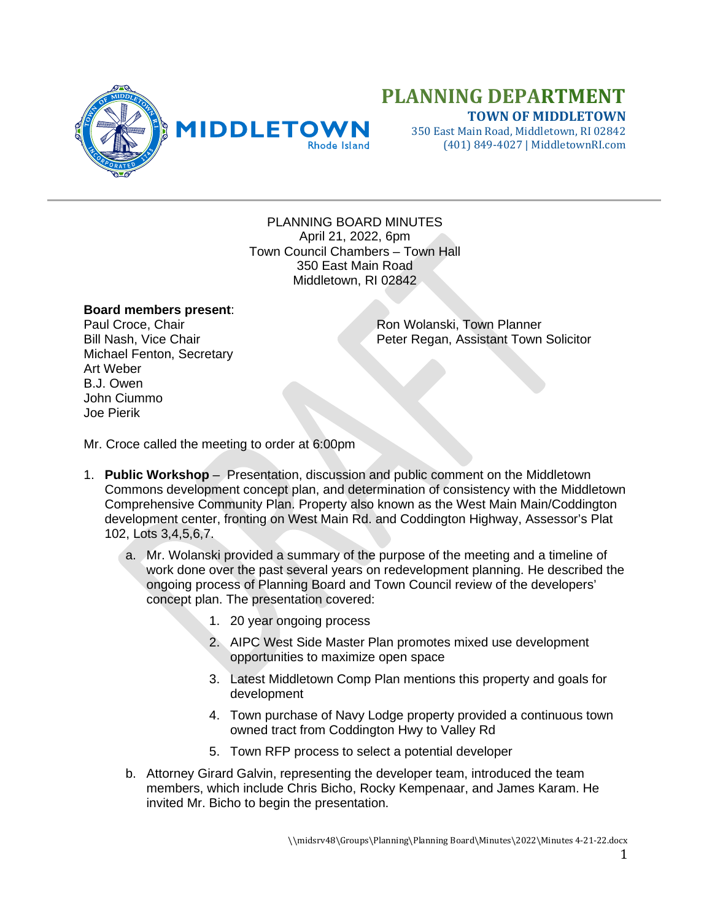# PLANNING DEPARTMENT

**TOWN OF MIDDLETOWN**
350 East Main Road, Middletown, RI 02842
(401) 849-4027 | MiddletownRI.com

PLANNING BOARD MINUTES
April 21, 2022, 6pm
Town Council Chambers – Town Hall
350 East Main Road
Middletown, RI 02842

**Board members present**:
Paul Croce, Chair
Bill Nash, Vice Chair
Michael Fenton, Secretary
Art Weber
B.J. Owen
John Ciummo
Joe Pierik

Ron Wolanski, Town Planner
Peter Regan, Assistant Town Solicitor

Mr. Croce called the meeting to order at 6:00pm

1. **Public Workshop** – Presentation, discussion and public comment on the Middletown Commons development concept plan, and determination of consistency with the Middletown Comprehensive Community Plan. Property also known as the West Main Main/Coddington development center, fronting on West Main Rd. and Coddington Highway, Assessor's Plat 102, Lots 3,4,5,6,7.
   a. Mr. Wolanski provided a summary of the purpose of the meeting and a timeline of work done over the past several years on redevelopment planning. He described the ongoing process of Planning Board and Town Council review of the developers' concept plan. The presentation covered:
      1. 20 year ongoing process
      2. AIPC West Side Master Plan promotes mixed use development opportunities to maximize open space
      3. Latest Middletown Comp Plan mentions this property and goals for development
      4. Town purchase of Navy Lodge property provided a continuous town owned tract from Coddington Hwy to Valley Rd
      5. Town RFP process to select a potential developer
   b. Attorney Girard Galvin, representing the developer team, introduced the team members, which include Chris Bicho, Rocky Kempenaar, and James Karam. He invited Mr. Bicho to begin the presentation.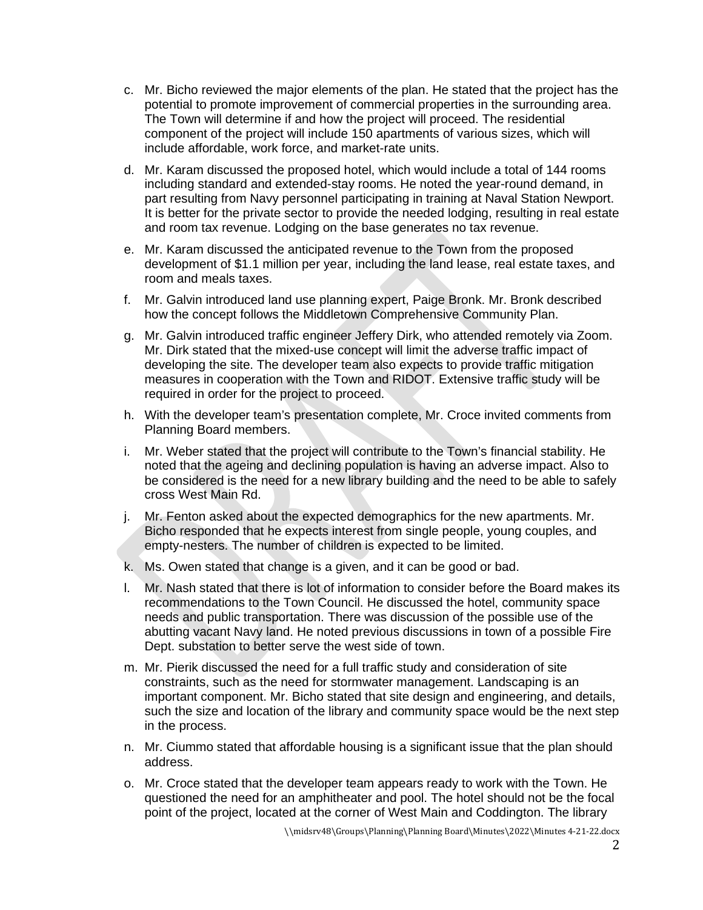c. Mr. Bicho reviewed the major elements of the plan. He stated that the project has the potential to promote improvement of commercial properties in the surrounding area. The Town will determine if and how the project will proceed. The residential component of the project will include 150 apartments of various sizes, which will include affordable, work force, and market-rate units.

d. Mr. Karam discussed the proposed hotel, which would include a total of 144 rooms including standard and extended-stay rooms. He noted the year-round demand, in part resulting from Navy personnel participating in training at Naval Station Newport. It is better for the private sector to provide the needed lodging, resulting in real estate and room tax revenue. Lodging on the base generates no tax revenue.

e. Mr. Karam discussed the anticipated revenue to the Town from the proposed development of $1.1 million per year, including the land lease, real estate taxes, and room and meals taxes.

f. Mr. Galvin introduced land use planning expert, Paige Bronk. Mr. Bronk described how the concept follows the Middletown Comprehensive Community Plan.

g. Mr. Galvin introduced traffic engineer Jeffery Dirk, who attended remotely via Zoom. Mr. Dirk stated that the mixed-use concept will limit the adverse traffic impact of developing the site. The developer team also expects to provide traffic mitigation measures in cooperation with the Town and RIDOT. Extensive traffic study will be required in order for the project to proceed.

h. With the developer team's presentation complete, Mr. Croce invited comments from Planning Board members.

i. Mr. Weber stated that the project will contribute to the Town's financial stability. He noted that the ageing and declining population is having an adverse impact. Also to be considered is the need for a new library building and the need to be able to safely cross West Main Rd.

j. Mr. Fenton asked about the expected demographics for the new apartments. Mr. Bicho responded that he expects interest from single people, young couples, and empty-nesters. The number of children is expected to be limited.

k. Ms. Owen stated that change is a given, and it can be good or bad.

l. Mr. Nash stated that there is lot of information to consider before the Board makes its recommendations to the Town Council. He discussed the hotel, community space needs and public transportation. There was discussion of the possible use of the abutting vacant Navy land. He noted previous discussions in town of a possible Fire Dept. substation to better serve the west side of town.

m. Mr. Pierik discussed the need for a full traffic study and consideration of site constraints, such as the need for stormwater management. Landscaping is an important component. Mr. Bicho stated that site design and engineering, and details, such the size and location of the library and community space would be the next step in the process.

n. Mr. Ciummo stated that affordable housing is a significant issue that the plan should address.

o. Mr. Croce stated that the developer team appears ready to work with the Town. He questioned the need for an amphitheater and pool. The hotel should not be the focal point of the project, located at the corner of West Main and Coddington. The library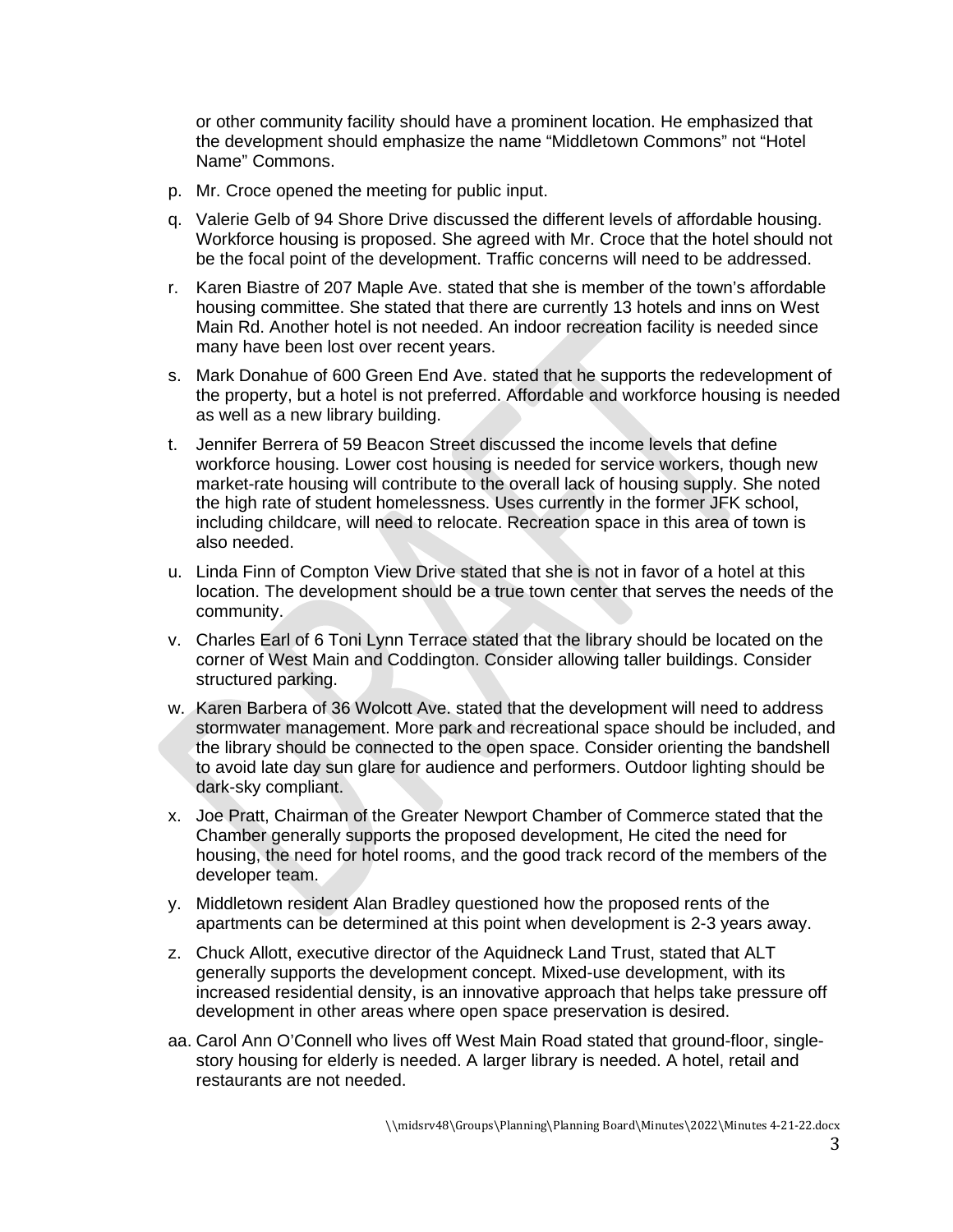or other community facility should have a prominent location. He emphasized that the development should emphasize the name “Middletown Commons” not “Hotel Name” Commons.

p. Mr. Croce opened the meeting for public input.

q. Valerie Gelb of 94 Shore Drive discussed the different levels of affordable housing. Workforce housing is proposed. She agreed with Mr. Croce that the hotel should not be the focal point of the development. Traffic concerns will need to be addressed.

r. Karen Biastre of 207 Maple Ave. stated that she is member of the town’s affordable housing committee. She stated that there are currently 13 hotels and inns on West Main Rd. Another hotel is not needed. An indoor recreation facility is needed since many have been lost over recent years.

s. Mark Donahue of 600 Green End Ave. stated that he supports the redevelopment of the property, but a hotel is not preferred. Affordable and workforce housing is needed as well as a new library building.

t. Jennifer Berrera of 59 Beacon Street discussed the income levels that define workforce housing. Lower cost housing is needed for service workers, though new market-rate housing will contribute to the overall lack of housing supply. She noted the high rate of student homelessness. Uses currently in the former JFK school, including childcare, will need to relocate. Recreation space in this area of town is also needed.

u. Linda Finn of Compton View Drive stated that she is not in favor of a hotel at this location. The development should be a true town center that serves the needs of the community.

v. Charles Earl of 6 Toni Lynn Terrace stated that the library should be located on the corner of West Main and Coddington. Consider allowing taller buildings. Consider structured parking.

w. Karen Barbera of 36 Wolcott Ave. stated that the development will need to address stormwater management. More park and recreational space should be included, and the library should be connected to the open space. Consider orienting the bandshell to avoid late day sun glare for audience and performers. Outdoor lighting should be dark-sky compliant.

x. Joe Pratt, Chairman of the Greater Newport Chamber of Commerce stated that the Chamber generally supports the proposed development, He cited the need for housing, the need for hotel rooms, and the good track record of the members of the developer team.

y. Middletown resident Alan Bradley questioned how the proposed rents of the apartments can be determined at this point when development is 2-3 years away.

z. Chuck Allott, executive director of the Aquidneck Land Trust, stated that ALT generally supports the development concept. Mixed-use development, with its increased residential density, is an innovative approach that helps take pressure off development in other areas where open space preservation is desired.

aa. Carol Ann O’Connell who lives off West Main Road stated that ground-floor, single-story housing for elderly is needed. A larger library is needed. A hotel, retail and restaurants are not needed.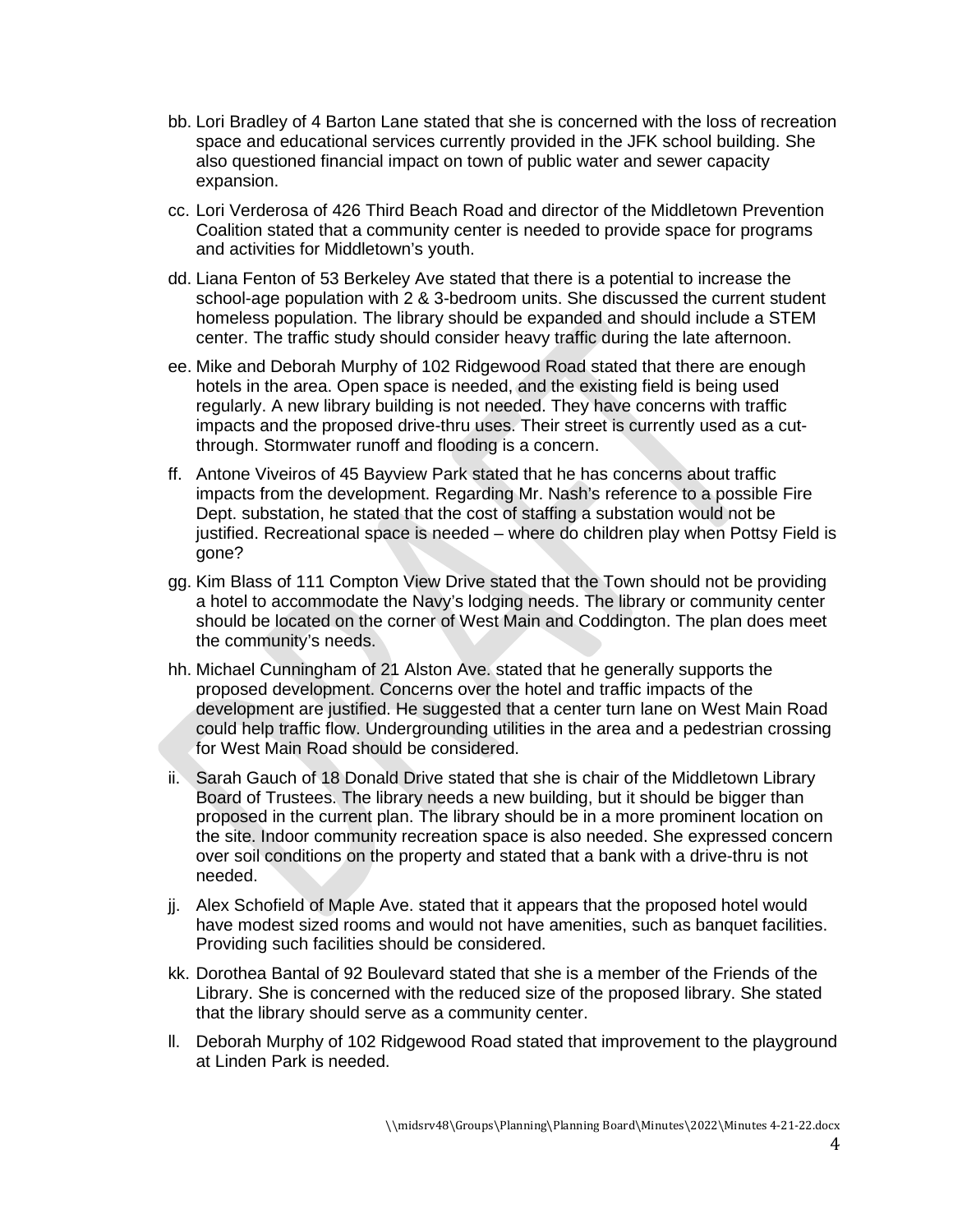bb. Lori Bradley of 4 Barton Lane stated that she is concerned with the loss of recreation space and educational services currently provided in the JFK school building. She also questioned financial impact on town of public water and sewer capacity expansion.

cc. Lori Verderosa of 426 Third Beach Road and director of the Middletown Prevention Coalition stated that a community center is needed to provide space for programs and activities for Middletown's youth.

dd. Liana Fenton of 53 Berkeley Ave stated that there is a potential to increase the school-age population with 2 & 3-bedroom units. She discussed the current student homeless population. The library should be expanded and should include a STEM center. The traffic study should consider heavy traffic during the late afternoon.

ee. Mike and Deborah Murphy of 102 Ridgewood Road stated that there are enough hotels in the area. Open space is needed, and the existing field is being used regularly. A new library building is not needed. They have concerns with traffic impacts and the proposed drive-thru uses. Their street is currently used as a cut-through. Stormwater runoff and flooding is a concern.

ff. Antone Viveiros of 45 Bayview Park stated that he has concerns about traffic impacts from the development. Regarding Mr. Nash's reference to a possible Fire Dept. substation, he stated that the cost of staffing a substation would not be justified. Recreational space is needed – where do children play when Pottsy Field is gone?

gg. Kim Blass of 111 Compton View Drive stated that the Town should not be providing a hotel to accommodate the Navy's lodging needs. The library or community center should be located on the corner of West Main and Coddington. The plan does meet the community's needs.

hh. Michael Cunningham of 21 Alston Ave. stated that he generally supports the proposed development. Concerns over the hotel and traffic impacts of the development are justified. He suggested that a center turn lane on West Main Road could help traffic flow. Undergrounding utilities in the area and a pedestrian crossing for West Main Road should be considered.

ii. Sarah Gauch of 18 Donald Drive stated that she is chair of the Middletown Library Board of Trustees. The library needs a new building, but it should be bigger than proposed in the current plan. The library should be in a more prominent location on the site. Indoor community recreation space is also needed. She expressed concern over soil conditions on the property and stated that a bank with a drive-thru is not needed.

jj. Alex Schofield of Maple Ave. stated that it appears that the proposed hotel would have modest sized rooms and would not have amenities, such as banquet facilities. Providing such facilities should be considered.

kk. Dorothea Bantal of 92 Boulevard stated that she is a member of the Friends of the Library. She is concerned with the reduced size of the proposed library. She stated that the library should serve as a community center.

ll. Deborah Murphy of 102 Ridgewood Road stated that improvement to the playground at Linden Park is needed.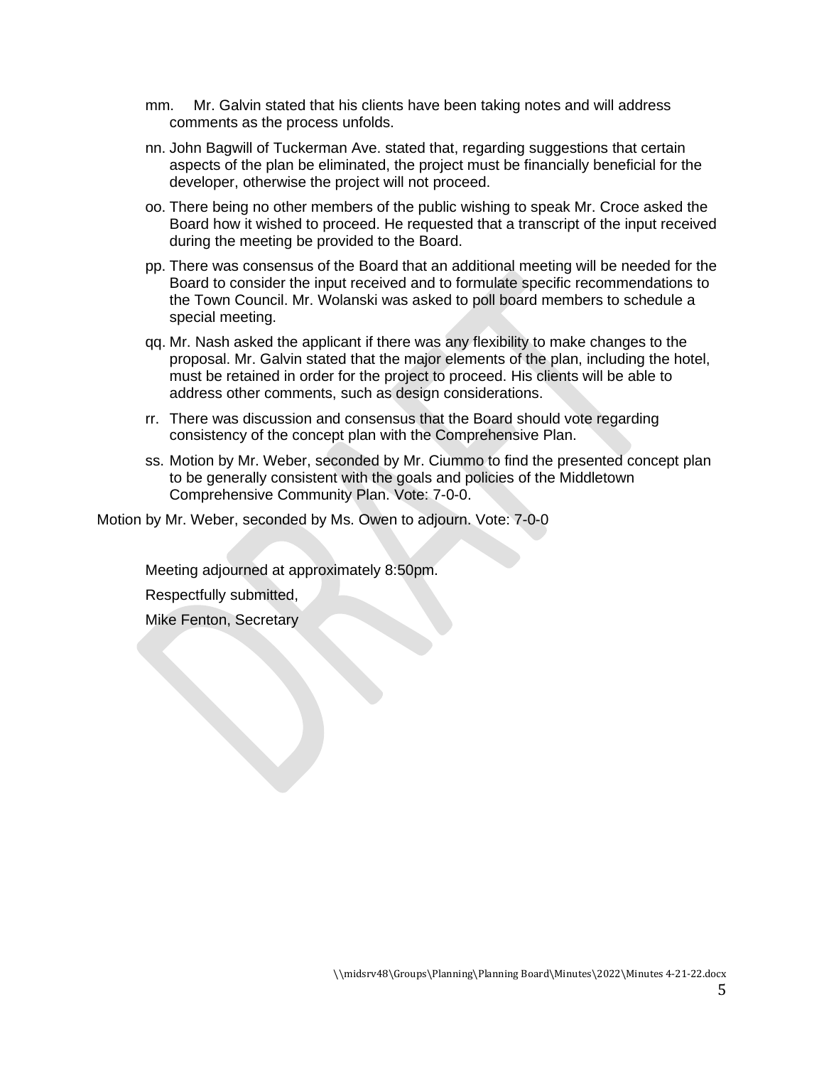mm. Mr. Galvin stated that his clients have been taking notes and will address comments as the process unfolds.

nn. John Bagwill of Tuckerman Ave. stated that, regarding suggestions that certain aspects of the plan be eliminated, the project must be financially beneficial for the developer, otherwise the project will not proceed.

oo. There being no other members of the public wishing to speak Mr. Croce asked the Board how it wished to proceed. He requested that a transcript of the input received during the meeting be provided to the Board.

pp. There was consensus of the Board that an additional meeting will be needed for the Board to consider the input received and to formulate specific recommendations to the Town Council. Mr. Wolanski was asked to poll board members to schedule a special meeting.

qq. Mr. Nash asked the applicant if there was any flexibility to make changes to the proposal. Mr. Galvin stated that the major elements of the plan, including the hotel, must be retained in order for the project to proceed. His clients will be able to address other comments, such as design considerations.

rr. There was discussion and consensus that the Board should vote regarding consistency of the concept plan with the Comprehensive Plan.

ss. Motion by Mr. Weber, seconded by Mr. Ciummo to find the presented concept plan to be generally consistent with the goals and policies of the Middletown Comprehensive Community Plan. Vote: 7-0-0.

Motion by Mr. Weber, seconded by Ms. Owen to adjourn. Vote: 7-0-0

Meeting adjourned at approximately 8:50pm.

Respectfully submitted,

Mike Fenton, Secretary